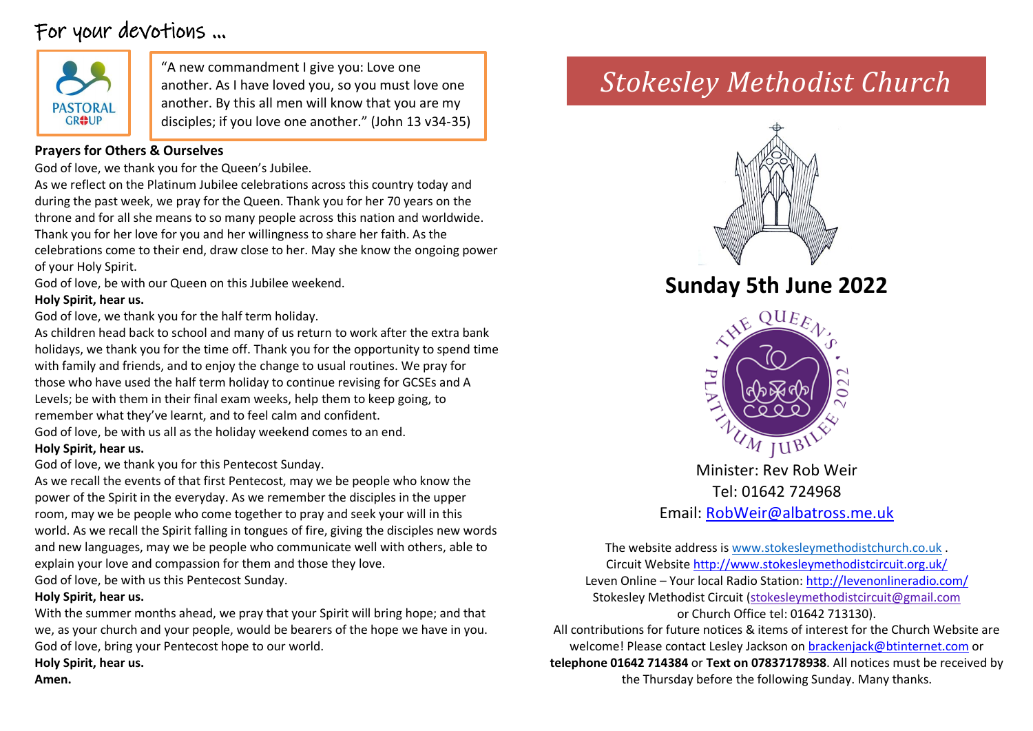# For your devotions …

PASTORAL GROUP

"A new commandment I give you: Love one another. As I have loved you, so you must love one another. By this all men will know that you are my disciples; if you love one another." (John 13 v34-35)

**Prayers for Others & Ourselves**

God of love, we thank you for the Queen's Jubilee.

As we reflect on the Platinum Jubilee celebrations across this country today and during the past week, we pray for the Queen. Thank you for her 70 years on the throne and for all she means to so many people across this nation and worldwide. Thank you for her love for you and her willingness to share her faith. As the celebrations come to their end, draw close to her. May she know the ongoing power of your Holy Spirit.

God of love, be with our Queen on this Jubilee weekend.

**Holy Spirit, hear us.**

God of love, we thank you for the half term holiday.

As children head back to school and many of us return to work after the extra bank holidays, we thank you for the time off. Thank you for the opportunity to spend time with family and friends, and to enjoy the change to usual routines. We pray for those who have used the half term holiday to continue revising for GCSEs and A Levels; be with them in their final exam weeks, help them to keep going, to remember what they've learnt, and to feel calm and confident.

God of love, be with us all as the holiday weekend comes to an end.

**Holy Spirit, hear us.**

God of love, we thank you for this Pentecost Sunday.

As we recall the events of that first Pentecost, may we be people who know the power of the Spirit in the everyday. As we remember the disciples in the upper room, may we be people who come together to pray and seek your will in this world. As we recall the Spirit falling in tongues of fire, giving the disciples new words and new languages, may we be people who communicate well with others, able to explain your love and compassion for them and those they love.

God of love, be with us this Pentecost Sunday.

**Holy Spirit, hear us.**

With the summer months ahead, we pray that your Spirit will bring hope; and that we, as your church and your people, would be bearers of the hope we have in you.

God of love, bring your Pentecost hope to our world.

**Holy Spirit, hear us.**

**Amen.**

# *Stokesley Methodist Church*

## Sunday 5th June 2022

THE QUEEN'S PLATINUM JUBILEE 2022

Minister: Rev Rob Weir

Tel: 01642 724968

Email: RobWeir@albatross.me.uk

The website address is www.stokesleymethodistchurch.co.uk .

Circuit Website http://www.stokesleymethodistcircuit.org.uk/

Leven Online – Your local Radio Station: http://levenonlineradio.com/

Stokesley Methodist Circuit (stokesleymethodistcircuit@gmail.com or Church Office tel: 01642 713130).

All contributions for future notices & items of interest for the Church Website are welcome! Please contact Lesley Jackson on brackenjack@btinternet.com or **telephone 01642 714384** or **Text on 07837178938**. All notices must be received by the Thursday before the following Sunday. Many thanks.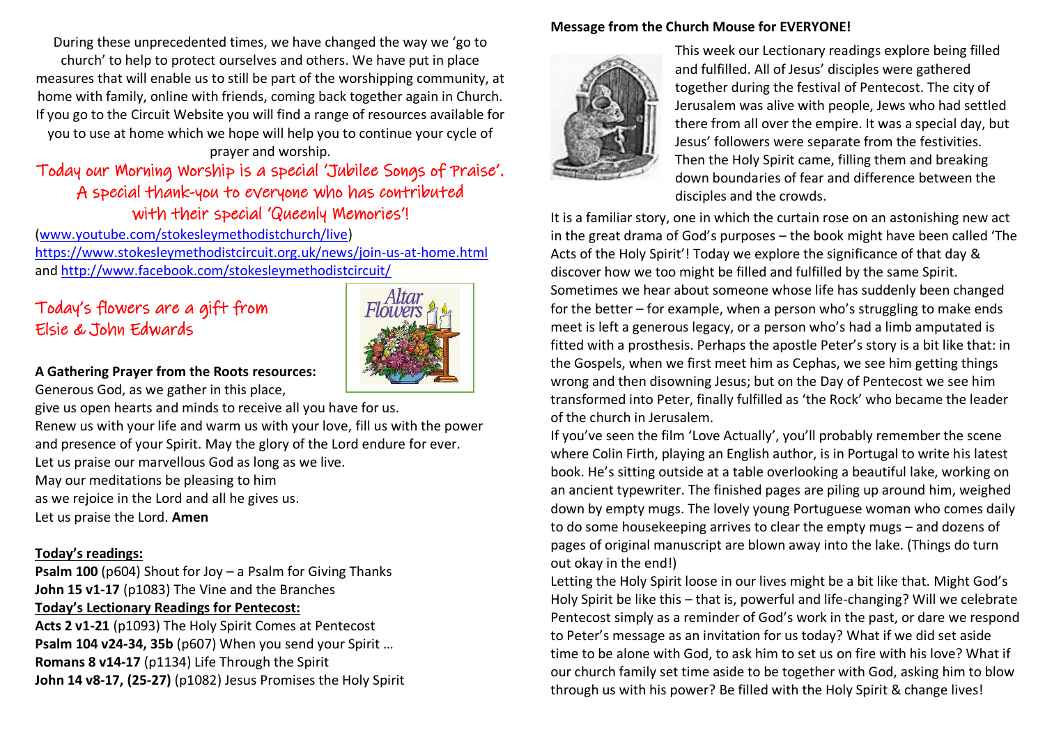During these unprecedented times, we have changed the way we 'go to church' to help to protect ourselves and others. We have put in place measures that will enable us to still be part of the worshipping community, at home with family, online with friends, coming back together again in Church. If you go to the Circuit Website you will find a range of resources available for you to use at home which we hope will help you to continue your cycle of prayer and worship.

**Today our Morning Worship is a special 'Jubilee Songs of Praise'. A special thank-you to everyone who has contributed with their special 'Queenly Memories'!**

(www.youtube.com/stokesleymethodistchurch/live)
https://www.stokesleymethodistcircuit.org.uk/news/join-us-at-home.html
and http://www.facebook.com/stokesleymethodistcircuit/

**Today's flowers are a gift from Elsie & John Edwards**

**A Gathering Prayer from the Roots resources:**

Generous God, as we gather in this place,
give us open hearts and minds to receive all you have for us.
Renew us with your life and warm us with your love, fill us with the power and presence of your Spirit. May the glory of the Lord endure for ever.
Let us praise our marvellous God as long as we live.
May our meditations be pleasing to him
as we rejoice in the Lord and all he gives us.
Let us praise the Lord. **Amen**

**Today's readings:**

**Psalm 100** (p604) Shout for Joy – a Psalm for Giving Thanks
**John 15 v1-17** (p1083) The Vine and the Branches

**Today's Lectionary Readings for Pentecost:**

**Acts 2 v1-21** (p1093) The Holy Spirit Comes at Pentecost
**Psalm 104 v24-34, 35b** (p607) When you send your Spirit …
**Romans 8 v14-17** (p1134) Life Through the Spirit
**John 14 v8-17, (25-27)** (p1082) Jesus Promises the Holy Spirit

**Message from the Church Mouse for EVERYONE!**

This week our Lectionary readings explore being filled and fulfilled. All of Jesus' disciples were gathered together during the festival of Pentecost. The city of Jerusalem was alive with people, Jews who had settled there from all over the empire. It was a special day, but Jesus' followers were separate from the festivities. Then the Holy Spirit came, filling them and breaking down boundaries of fear and difference between the disciples and the crowds.

It is a familiar story, one in which the curtain rose on an astonishing new act in the great drama of God's purposes – the book might have been called 'The Acts of the Holy Spirit'! Today we explore the significance of that day & discover how we too might be filled and fulfilled by the same Spirit.

Sometimes we hear about someone whose life has suddenly been changed for the better – for example, when a person who's struggling to make ends meet is left a generous legacy, or a person who's had a limb amputated is fitted with a prosthesis. Perhaps the apostle Peter's story is a bit like that: in the Gospels, when we first meet him as Cephas, we see him getting things wrong and then disowning Jesus; but on the Day of Pentecost we see him transformed into Peter, finally fulfilled as 'the Rock' who became the leader of the church in Jerusalem.

If you've seen the film 'Love Actually', you'll probably remember the scene where Colin Firth, playing an English author, is in Portugal to write his latest book. He's sitting outside at a table overlooking a beautiful lake, working on an ancient typewriter. The finished pages are piling up around him, weighed down by empty mugs. The lovely young Portuguese woman who comes daily to do some housekeeping arrives to clear the empty mugs – and dozens of pages of original manuscript are blown away into the lake. (Things do turn out okay in the end!)

Letting the Holy Spirit loose in our lives might be a bit like that. Might God's Holy Spirit be like this – that is, powerful and life-changing? Will we celebrate Pentecost simply as a reminder of God's work in the past, or dare we respond to Peter's message as an invitation for us today? What if we did set aside time to be alone with God, to ask him to set us on fire with his love? What if our church family set time aside to be together with God, asking him to blow through us with his power? Be filled with the Holy Spirit & change lives!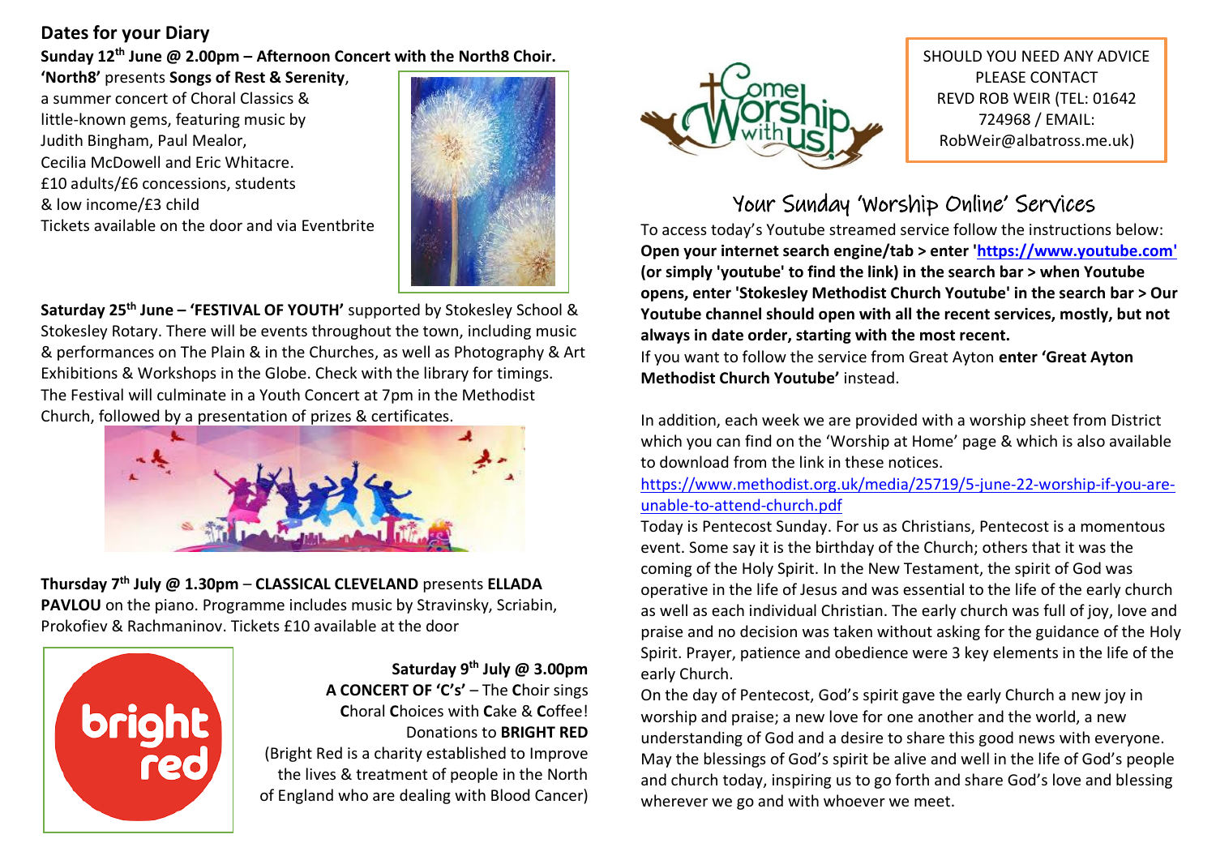## Dates for your Diary

**Sunday 12th June @ 2.00pm – Afternoon Concert with the North8 Choir.**

**'North8'** presents **Songs of Rest & Serenity**, a summer concert of Choral Classics & little-known gems, featuring music by Judith Bingham, Paul Mealor, Cecilia McDowell and Eric Whitacre.
£10 adults/£6 concessions, students & low income/£3 child
Tickets available on the door and via Eventbrite

**Saturday 25th June – 'FESTIVAL OF YOUTH'** supported by Stokesley School & Stokesley Rotary. There will be events throughout the town, including music & performances on The Plain & in the Churches, as well as Photography & Art Exhibitions & Workshops in the Globe. Check with the library for timings. The Festival will culminate in a Youth Concert at 7pm in the Methodist Church, followed by a presentation of prizes & certificates.

**Thursday 7th July @ 1.30pm** – **CLASSICAL CLEVELAND** presents **ELLADA PAVLOU** on the piano. Programme includes music by Stravinsky, Scriabin, Prokofiev & Rachmaninov. Tickets £10 available at the door

**Saturday 9th July @ 3.00pm**
**A CONCERT OF 'C's'** – The **C**hoir sings **C**horal **C**hoices with **C**ake & **C**offee! Donations to **BRIGHT RED**
(Bright Red is a charity established to Improve the lives & treatment of people in the North of England who are dealing with Blood Cancer)

SHOULD YOU NEED ANY ADVICE PLEASE CONTACT REVD ROB WEIR (TEL: 01642 724968 / EMAIL: RobWeir@albatross.me.uk)

## Your Sunday 'Worship Online' Services

To access today's Youtube streamed service follow the instructions below:
**Open your internet search engine/tab > enter '[https://www.youtube.com](https://www.youtube.com)' (or simply 'youtube' to find the link) in the search bar > when Youtube opens, enter 'Stokesley Methodist Church Youtube' in the search bar > Our Youtube channel should open with all the recent services, mostly, but not always in date order, starting with the most recent.**
If you want to follow the service from Great Ayton **enter 'Great Ayton Methodist Church Youtube'** instead.

In addition, each week we are provided with a worship sheet from District which you can find on the 'Worship at Home' page & which is also available to download from the link in these notices.
[https://www.methodist.org.uk/media/25719/5-june-22-worship-if-you-are-unable-to-attend-church.pdf](https://www.methodist.org.uk/media/25719/5-june-22-worship-if-you-are-unable-to-attend-church.pdf)

Today is Pentecost Sunday. For us as Christians, Pentecost is a momentous event. Some say it is the birthday of the Church; others that it was the coming of the Holy Spirit. In the New Testament, the spirit of God was operative in the life of Jesus and was essential to the life of the early church as well as each individual Christian. The early church was full of joy, love and praise and no decision was taken without asking for the guidance of the Holy Spirit. Prayer, patience and obedience were 3 key elements in the life of the early Church.

On the day of Pentecost, God's spirit gave the early Church a new joy in worship and praise; a new love for one another and the world, a new understanding of God and a desire to share this good news with everyone. May the blessings of God's spirit be alive and well in the life of God's people and church today, inspiring us to go forth and share God's love and blessing wherever we go and with whoever we meet.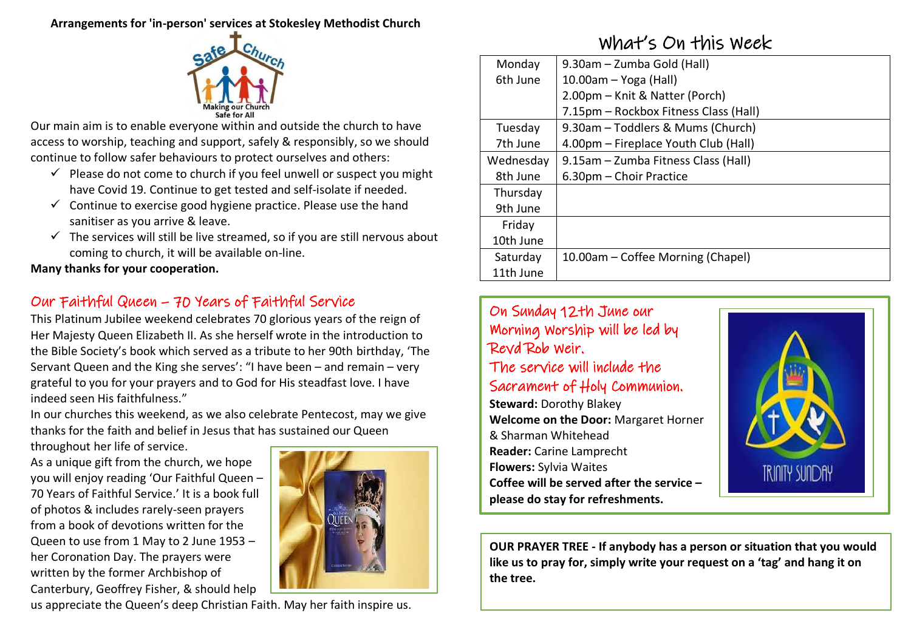**Arrangements for 'in-person' services at Stokesley Methodist Church**

Making our Church Safe for All

Our main aim is to enable everyone within and outside the church to have access to worship, teaching and support, safely & responsibly, so we should continue to follow safer behaviours to protect ourselves and others:

- ✓ Please do not come to church if you feel unwell or suspect you might have Covid 19. Continue to get tested and self-isolate if needed.
- ✓ Continue to exercise good hygiene practice. Please use the hand sanitiser as you arrive & leave.
- ✓ The services will still be live streamed, so if you are still nervous about coming to church, it will be available on-line.

**Many thanks for your cooperation.**

## Our Faithful Queen – 70 Years of Faithful Service

This Platinum Jubilee weekend celebrates 70 glorious years of the reign of Her Majesty Queen Elizabeth II. As she herself wrote in the introduction to the Bible Society's book which served as a tribute to her 90th birthday, 'The Servant Queen and the King she serves': "I have been – and remain – very grateful to you for your prayers and to God for His steadfast love. I have indeed seen His faithfulness."

In our churches this weekend, as we also celebrate Pentecost, may we give thanks for the faith and belief in Jesus that has sustained our Queen throughout her life of service.

As a unique gift from the church, we hope you will enjoy reading 'Our Faithful Queen – 70 Years of Faithful Service.' It is a book full of photos & includes rarely-seen prayers from a book of devotions written for the Queen to use from 1 May to 2 June 1953 – her Coronation Day. The prayers were written by the former Archbishop of Canterbury, Geoffrey Fisher, & should help us appreciate the Queen's deep Christian Faith. May her faith inspire us.

## What's On this Week

| | |
|---|---|
| Monday 6th June | 9.30am – Zumba Gold (Hall)<br>10.00am – Yoga (Hall)<br>2.00pm – Knit & Natter (Porch)<br>7.15pm – Rockbox Fitness Class (Hall) |
| Tuesday 7th June | 9.30am – Toddlers & Mums (Church)<br>4.00pm – Fireplace Youth Club (Hall) |
| Wednesday 8th June | 9.15am – Zumba Fitness Class (Hall)<br>6.30pm – Choir Practice |
| Thursday 9th June | |
| Friday 10th June | |
| Saturday 11th June | 10.00am – Coffee Morning (Chapel) |

On Sunday 12th June our Morning Worship will be led by Revd Rob Weir.
The service will include the Sacrament of Holy Communion.

**Steward:** Dorothy Blakey
**Welcome on the Door:** Margaret Horner & Sharman Whitehead
**Reader:** Carine Lamprecht
**Flowers:** Sylvia Waites
**Coffee will be served after the service – please do stay for refreshments.**

TRINITY SUNDAY

**OUR PRAYER TREE - If anybody has a person or situation that you would like us to pray for, simply write your request on a 'tag' and hang it on the tree.**